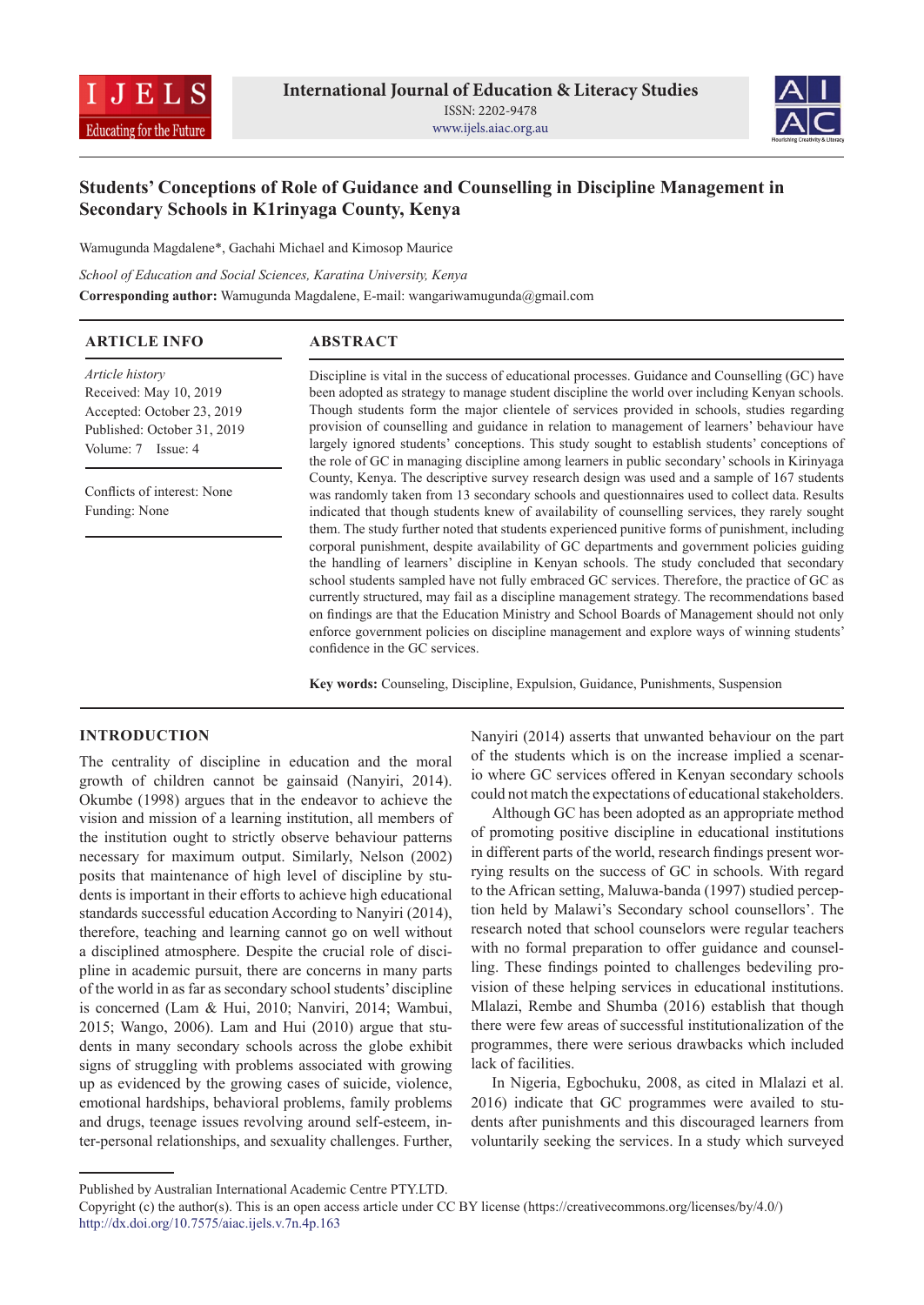# Students' Conceptions of Role of Guidance and Counselling in Discipline Management in Secondary Schools in K1rinyaga County, Kenya

Wamugunda Magdalene*, Gachahi Michael and Kimosop Maurice

*School of Education and Social Sciences, Karatina University, Kenya*

**Corresponding author:** Wamugunda Magdalene, E-mail: wangariwamugunda@gmail.com

## ARTICLE INFO

*Article history*
Received: May 10, 2019
Accepted: October 23, 2019
Published: October 31, 2019
Volume: 7 Issue: 4

Conflicts of interest: None
Funding: None

## ABSTRACT

Discipline is vital in the success of educational processes. Guidance and Counselling (GC) have been adopted as strategy to manage student discipline the world over including Kenyan schools. Though students form the major clientele of services provided in schools, studies regarding provision of counselling and guidance in relation to management of learners' behaviour have largely ignored students' conceptions. This study sought to establish students' conceptions of the role of GC in managing discipline among learners in public secondary' schools in Kirinyaga County, Kenya. The descriptive survey research design was used and a sample of 167 students was randomly taken from 13 secondary schools and questionnaires used to collect data. Results indicated that though students knew of availability of counselling services, they rarely sought them. The study further noted that students experienced punitive forms of punishment, including corporal punishment, despite availability of GC departments and government policies guiding the handling of learners' discipline in Kenyan schools. The study concluded that secondary school students sampled have not fully embraced GC services. Therefore, the practice of GC as currently structured, may fail as a discipline management strategy. The recommendations based on findings are that the Education Ministry and School Boards of Management should not only enforce government policies on discipline management and explore ways of winning students' confidence in the GC services.

**Key words:** Counseling, Discipline, Expulsion, Guidance, Punishments, Suspension

## INTRODUCTION

The centrality of discipline in education and the moral growth of children cannot be gainsaid (Nanyiri, 2014). Okumbe (1998) argues that in the endeavor to achieve the vision and mission of a learning institution, all members of the institution ought to strictly observe behaviour patterns necessary for maximum output. Similarly, Nelson (2002) posits that maintenance of high level of discipline by students is important in their efforts to achieve high educational standards successful education According to Nanyiri (2014), therefore, teaching and learning cannot go on well without a disciplined atmosphere. Despite the crucial role of discipline in academic pursuit, there are concerns in many parts of the world in as far as secondary school students' discipline is concerned (Lam & Hui, 2010; Nanviri, 2014; Wambui, 2015; Wango, 2006). Lam and Hui (2010) argue that students in many secondary schools across the globe exhibit signs of struggling with problems associated with growing up as evidenced by the growing cases of suicide, violence, emotional hardships, behavioral problems, family problems and drugs, teenage issues revolving around self-esteem, inter-personal relationships, and sexuality challenges. Further, Nanyiri (2014) asserts that unwanted behaviour on the part of the students which is on the increase implied a scenario where GC services offered in Kenyan secondary schools could not match the expectations of educational stakeholders.

Although GC has been adopted as an appropriate method of promoting positive discipline in educational institutions in different parts of the world, research findings present worrying results on the success of GC in schools. With regard to the African setting, Maluwa-banda (1997) studied perception held by Malawi's Secondary school counsellors'. The research noted that school counselors were regular teachers with no formal preparation to offer guidance and counselling. These findings pointed to challenges bedeviling provision of these helping services in educational institutions. Mlalazi, Rembe and Shumba (2016) establish that though there were few areas of successful institutionalization of the programmes, there were serious drawbacks which included lack of facilities.

In Nigeria, Egbochuku, 2008, as cited in Mlalazi et al. 2016) indicate that GC programmes were availed to students after punishments and this discouraged learners from voluntarily seeking the services. In a study which surveyed

Published by Australian International Academic Centre PTY.LTD.
Copyright (c) the author(s). This is an open access article under CC BY license (https://creativecommons.org/licenses/by/4.0/)
http://dx.doi.org/10.7575/aiac.ijels.v.7n.4p.163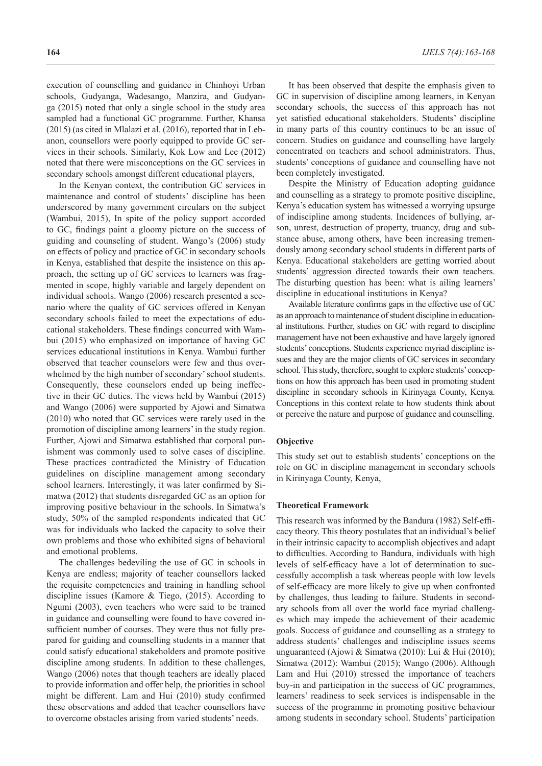execution of counselling and guidance in Chinhoyi Urban schools, Gudyanga, Wadesango, Manzira, and Gudyanga (2015) noted that only a single school in the study area sampled had a functional GC programme. Further, Khansa (2015) (as cited in Mlalazi et al. (2016), reported that in Lebanon, counsellors were poorly equipped to provide GC services in their schools. Similarly, Kok Low and Lee (2012) noted that there were misconceptions on the GC services in secondary schools amongst different educational players,

In the Kenyan context, the contribution GC services in maintenance and control of students' discipline has been underscored by many government circulars on the subject (Wambui, 2015), In spite of the policy support accorded to GC, findings paint a gloomy picture on the success of guiding and counseling of student. Wango's (2006) study on effects of policy and practice of GC in secondary schools in Kenya, established that despite the insistence on this approach, the setting up of GC services to learners was fragmented in scope, highly variable and largely dependent on individual schools. Wango (2006) research presented a scenario where the quality of GC services offered in Kenyan secondary schools failed to meet the expectations of educational stakeholders. These findings concurred with Wambui (2015) who emphasized on importance of having GC services educational institutions in Kenya. Wambui further observed that teacher counselors were few and thus overwhelmed by the high number of secondary' school students. Consequently, these counselors ended up being ineffective in their GC duties. The views held by Wambui (2015) and Wango (2006) were supported by Ajowi and Simatwa (2010) who noted that GC services were rarely used in the promotion of discipline among learners' in the study region. Further, Ajowi and Simatwa established that corporal punishment was commonly used to solve cases of discipline. These practices contradicted the Ministry of Education guidelines on discipline management among secondary school learners. Interestingly, it was later confirmed by Simatwa (2012) that students disregarded GC as an option for improving positive behaviour in the schools. In Simatwa's study, 50% of the sampled respondents indicated that GC was for individuals who lacked the capacity to solve their own problems and those who exhibited signs of behavioral and emotional problems.

The challenges bedeviling the use of GC in schools in Kenya are endless; majority of teacher counsellors lacked the requisite competencies and training in handling school discipline issues (Kamore & Tiego, (2015). According to Ngumi (2003), even teachers who were said to be trained in guidance and counselling were found to have covered insufficient number of courses. They were thus not fully prepared for guiding and counselling students in a manner that could satisfy educational stakeholders and promote positive discipline among students. In addition to these challenges, Wango (2006) notes that though teachers are ideally placed to provide information and offer help, the priorities in school might be different. Lam and Hui (2010) study confirmed these observations and added that teacher counsellors have to overcome obstacles arising from varied students' needs.

It has been observed that despite the emphasis given to GC in supervision of discipline among learners, in Kenyan secondary schools, the success of this approach has not yet satisfied educational stakeholders. Students' discipline in many parts of this country continues to be an issue of concern. Studies on guidance and counselling have largely concentrated on teachers and school administrators. Thus, students' conceptions of guidance and counselling have not been completely investigated.

Despite the Ministry of Education adopting guidance and counselling as a strategy to promote positive discipline, Kenya's education system has witnessed a worrying upsurge of indiscipline among students. Incidences of bullying, arson, unrest, destruction of property, truancy, drug and substance abuse, among others, have been increasing tremendously among secondary school students in different parts of Kenya. Educational stakeholders are getting worried about students' aggression directed towards their own teachers. The disturbing question has been: what is ailing learners' discipline in educational institutions in Kenya?

Available literature confirms gaps in the effective use of GC as an approach to maintenance of student discipline in educational institutions. Further, studies on GC with regard to discipline management have not been exhaustive and have largely ignored students' conceptions. Students experience myriad discipline issues and they are the major clients of GC services in secondary school. This study, therefore, sought to explore students' conceptions on how this approach has been used in promoting student discipline in secondary schools in Kirinyaga County, Kenya. Conceptions in this context relate to how students think about or perceive the nature and purpose of guidance and counselling.

### Objective

This study set out to establish students' conceptions on the role on GC in discipline management in secondary schools in Kirinyaga County, Kenya,

### Theoretical Framework

This research was informed by the Bandura (1982) Self-efficacy theory. This theory postulates that an individual's belief in their intrinsic capacity to accomplish objectives and adapt to difficulties. According to Bandura, individuals with high levels of self-efficacy have a lot of determination to successfully accomplish a task whereas people with low levels of self-efficacy are more likely to give up when confronted by challenges, thus leading to failure. Students in secondary schools from all over the world face myriad challenges which may impede the achievement of their academic goals. Success of guidance and counselling as a strategy to address students' challenges and indiscipline issues seems unguaranteed (Ajowi & Simatwa (2010): Lui & Hui (2010); Simatwa (2012): Wambui (2015); Wango (2006). Although Lam and Hui (2010) stressed the importance of teachers buy-in and participation in the success of GC programmes, learners' readiness to seek services is indispensable in the success of the programme in promoting positive behaviour among students in secondary school. Students' participation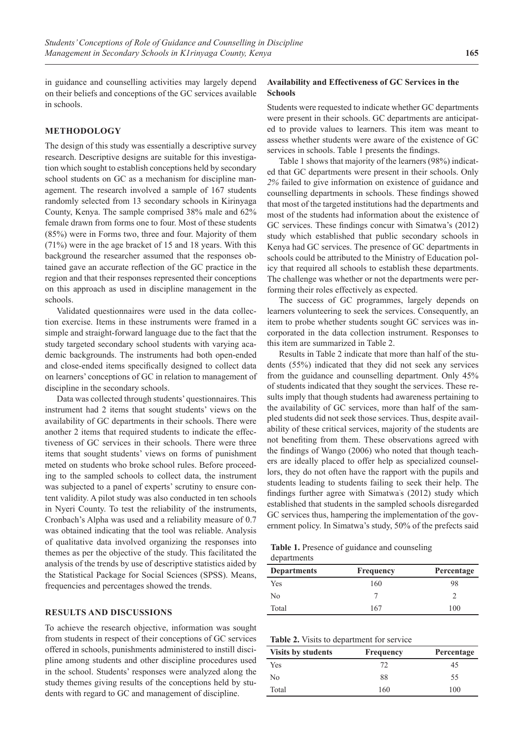in guidance and counselling activities may largely depend on their beliefs and conceptions of the GC services available in schools.

## METHODOLOGY

The design of this study was essentially a descriptive survey research. Descriptive designs are suitable for this investigation which sought to establish conceptions held by secondary school students on GC as a mechanism for discipline management. The research involved a sample of 167 students randomly selected from 13 secondary schools in Kirinyaga County, Kenya. The sample comprised 38% male and 62% female drawn from forms one to four. Most of these students (85%) were in Forms two, three and four. Majority of them (71%) were in the age bracket of 15 and 18 years. With this background the researcher assumed that the responses obtained gave an accurate reflection of the GC practice in the region and that their responses represented their conceptions on this approach as used in discipline management in the schools.

Validated questionnaires were used in the data collection exercise. Items in these instruments were framed in a simple and straight-forward language due to the fact that the study targeted secondary school students with varying academic backgrounds. The instruments had both open-ended and close-ended items specifically designed to collect data on learners' conceptions of GC in relation to management of discipline in the secondary schools.

Data was collected through students' questionnaires. This instrument had 2 items that sought students' views on the availability of GC departments in their schools. There were another 2 items that required students to indicate the effectiveness of GC services in their schools. There were three items that sought students' views on forms of punishment meted on students who broke school rules. Before proceeding to the sampled schools to collect data, the instrument was subjected to a panel of experts' scrutiny to ensure content validity. A pilot study was also conducted in ten schools in Nyeri County. To test the reliability of the instruments, Cronbach's Alpha was used and a reliability measure of 0.7 was obtained indicating that the tool was reliable. Analysis of qualitative data involved organizing the responses into themes as per the objective of the study. This facilitated the analysis of the trends by use of descriptive statistics aided by the Statistical Package for Social Sciences (SPSS). Means, frequencies and percentages showed the trends.

## RESULTS AND DISCUSSIONS

To achieve the research objective, information was sought from students in respect of their conceptions of GC services offered in schools, punishments administered to instill discipline among students and other discipline procedures used in the school. Students' responses were analyzed along the study themes giving results of the conceptions held by students with regard to GC and management of discipline.

### Availability and Effectiveness of GC Services in the Schools

Students were requested to indicate whether GC departments were present in their schools. GC departments are anticipated to provide values to learners. This item was meant to assess whether students were aware of the existence of GC services in schools. Table 1 presents the findings.

Table 1 shows that majority of the learners (98%) indicated that GC departments were present in their schools. Only *2%* failed to give information on existence of guidance and counselling departments in schools. These findings showed that most of the targeted institutions had the departments and most of the students had information about the existence of GC services. These findings concur with Simatwa's (2012) study which established that public secondary schools in Kenya had GC services. The presence of GC departments in schools could be attributed to the Ministry of Education policy that required all schools to establish these departments. The challenge was whether or not the departments were performing their roles effectively as expected.

The success of GC programmes, largely depends on learners volunteering to seek the services. Consequently, an item to probe whether students sought GC services was incorporated in the data collection instrument. Responses to this item are summarized in Table 2.

Results in Table 2 indicate that more than half of the students (55%) indicated that they did not seek any services from the guidance and counselling department. Only 45% of students indicated that they sought the services. These results imply that though students had awareness pertaining to the availability of GC services, more than half of the sampled students did not seek those services. Thus, despite availability of these critical services, majority of the students are not benefiting from them. These observations agreed with the findings of Wango (2006) who noted that though teachers are ideally placed to offer help as specialized counsellors, they do not often have the rapport with the pupils and students leading to students failing to seek their help. The findings further agree with Simatwa's (2012) study which established that students in the sampled schools disregarded GC services thus, hampering the implementation of the government policy. In Simatwa's study, 50% of the prefects said

**Table 1.** Presence of guidance and counseling departments

| Departments | Frequency | Percentage |
|---|---|---|
| Yes | 160 | 98 |
| No | 7 | 2 |
| Total | 167 | 100 |

**Table 2.** Visits to department for service

| Visits by students | Frequency | Percentage |
|---|---|---|
| Yes | 72 | 45 |
| No | 88 | 55 |
| Total | 160 | 100 |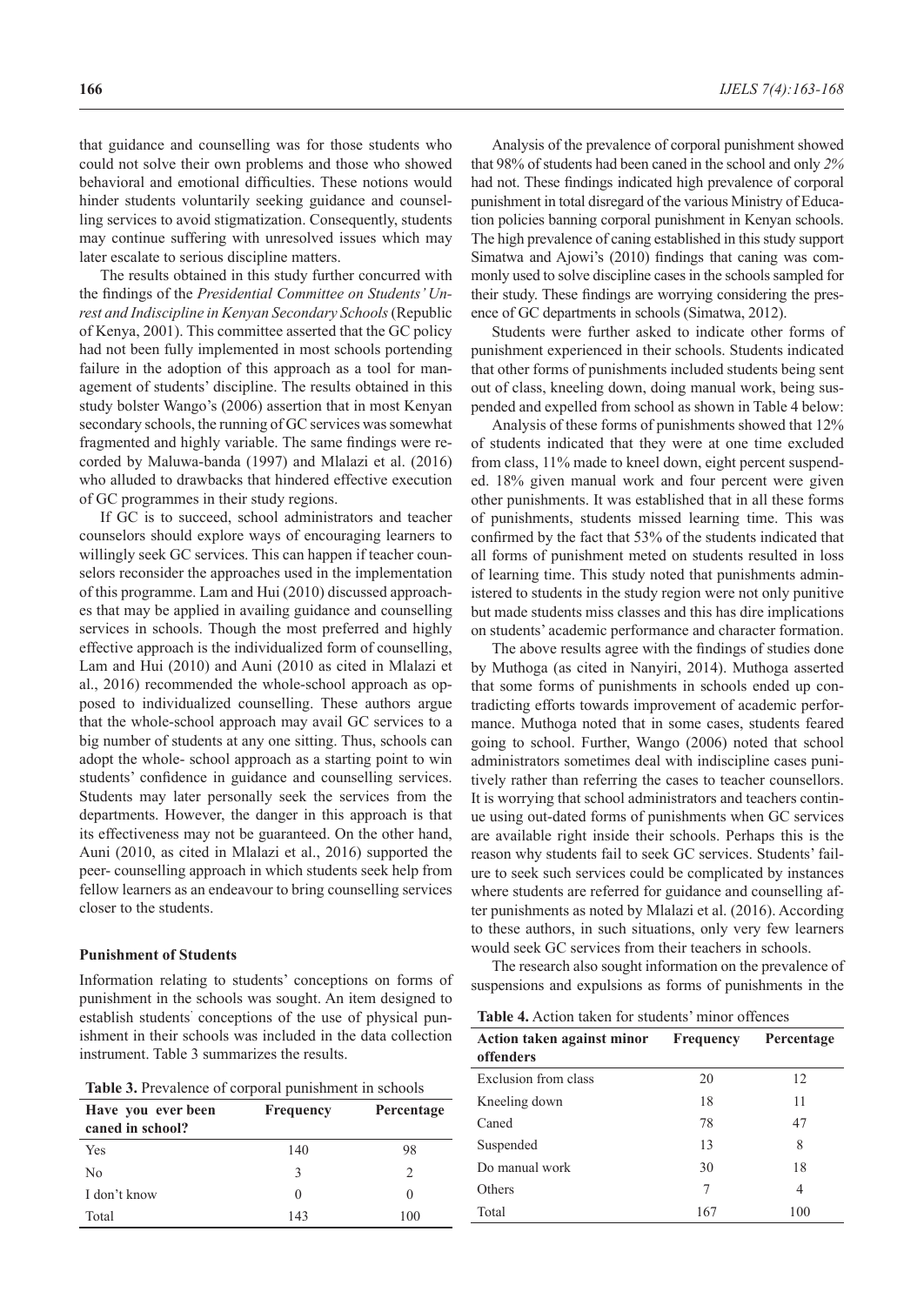that guidance and counselling was for those students who could not solve their own problems and those who showed behavioral and emotional difficulties. These notions would hinder students voluntarily seeking guidance and counselling services to avoid stigmatization. Consequently, students may continue suffering with unresolved issues which may later escalate to serious discipline matters.

The results obtained in this study further concurred with the findings of the *Presidential Committee on Students' Unrest and Indiscipline in Kenyan Secondary Schools* (Republic of Kenya, 2001). This committee asserted that the GC policy had not been fully implemented in most schools portending failure in the adoption of this approach as a tool for management of students' discipline. The results obtained in this study bolster Wango's (2006) assertion that in most Kenyan secondary schools, the running of GC services was somewhat fragmented and highly variable. The same findings were recorded by Maluwa-banda (1997) and Mlalazi et al. (2016) who alluded to drawbacks that hindered effective execution of GC programmes in their study regions.

If GC is to succeed, school administrators and teacher counselors should explore ways of encouraging learners to willingly seek GC services. This can happen if teacher counselors reconsider the approaches used in the implementation of this programme. Lam and Hui (2010) discussed approaches that may be applied in availing guidance and counselling services in schools. Though the most preferred and highly effective approach is the individualized form of counselling, Lam and Hui (2010) and Auni (2010 as cited in Mlalazi et al., 2016) recommended the whole-school approach as opposed to individualized counselling. These authors argue that the whole-school approach may avail GC services to a big number of students at any one sitting. Thus, schools can adopt the whole- school approach as a starting point to win students' confidence in guidance and counselling services. Students may later personally seek the services from the departments. However, the danger in this approach is that its effectiveness may not be guaranteed. On the other hand, Auni (2010, as cited in Mlalazi et al., 2016) supported the peer- counselling approach in which students seek help from fellow learners as an endeavour to bring counselling services closer to the students.

### Punishment of Students

Information relating to students' conceptions on forms of punishment in the schools was sought. An item designed to establish students' conceptions of the use of physical punishment in their schools was included in the data collection instrument. Table 3 summarizes the results.

**Table 3.** Prevalence of corporal punishment in schools

| Have you ever been caned in school? | Frequency | Percentage |
|---|---|---|
| Yes | 140 | 98 |
| No | 3 | 2 |
| I don't know | 0 | 0 |
| Total | 143 | 100 |

Analysis of the prevalence of corporal punishment showed that 98% of students had been caned in the school and only *2%* had not. These findings indicated high prevalence of corporal punishment in total disregard of the various Ministry of Education policies banning corporal punishment in Kenyan schools. The high prevalence of caning established in this study support Simatwa and Ajowi's (2010) findings that caning was commonly used to solve discipline cases in the schools sampled for their study. These findings are worrying considering the presence of GC departments in schools (Simatwa, 2012).

Students were further asked to indicate other forms of punishment experienced in their schools. Students indicated that other forms of punishments included students being sent out of class, kneeling down, doing manual work, being suspended and expelled from school as shown in Table 4 below:

Analysis of these forms of punishments showed that 12% of students indicated that they were at one time excluded from class, 11% made to kneel down, eight percent suspended. 18% given manual work and four percent were given other punishments. It was established that in all these forms of punishments, students missed learning time. This was confirmed by the fact that 53% of the students indicated that all forms of punishment meted on students resulted in loss of learning time. This study noted that punishments administered to students in the study region were not only punitive but made students miss classes and this has dire implications on students' academic performance and character formation.

The above results agree with the findings of studies done by Muthoga (as cited in Nanyiri, 2014). Muthoga asserted that some forms of punishments in schools ended up contradicting efforts towards improvement of academic performance. Muthoga noted that in some cases, students feared going to school. Further, Wango (2006) noted that school administrators sometimes deal with indiscipline cases punitively rather than referring the cases to teacher counsellors. It is worrying that school administrators and teachers continue using out-dated forms of punishments when GC services are available right inside their schools. Perhaps this is the reason why students fail to seek GC services. Students' failure to seek such services could be complicated by instances where students are referred for guidance and counselling after punishments as noted by Mlalazi et al. (2016). According to these authors, in such situations, only very few learners would seek GC services from their teachers in schools.

The research also sought information on the prevalence of suspensions and expulsions as forms of punishments in the

**Table 4.** Action taken for students' minor offences

| Action taken against minor offenders | Frequency | Percentage |
|---|---|---|
| Exclusion from class | 20 | 12 |
| Kneeling down | 18 | 11 |
| Caned | 78 | 47 |
| Suspended | 13 | 8 |
| Do manual work | 30 | 18 |
| Others | 7 | 4 |
| Total | 167 | 100 |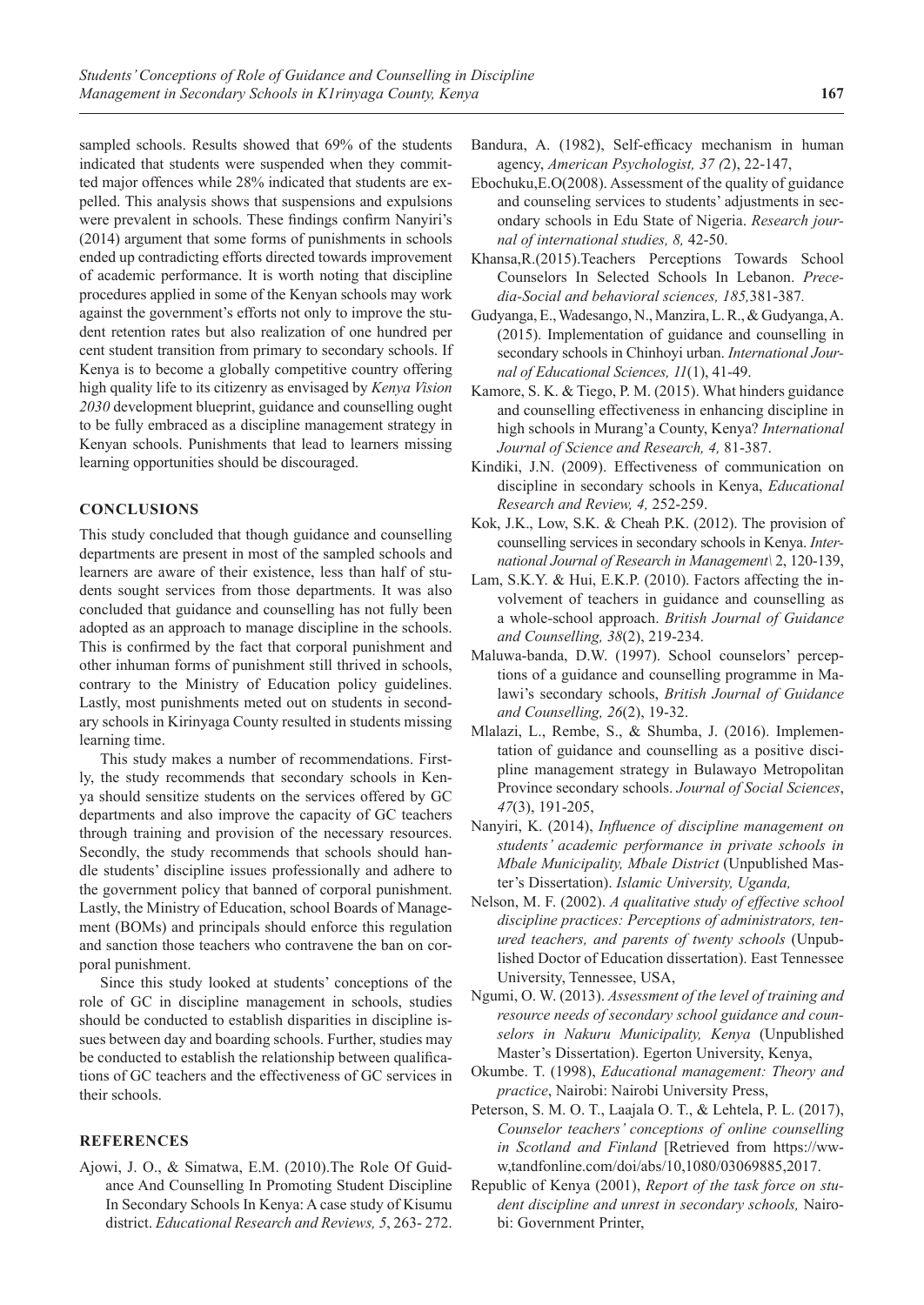sampled schools. Results showed that 69% of the students indicated that students were suspended when they committed major offences while 28% indicated that students are expelled. This analysis shows that suspensions and expulsions were prevalent in schools. These findings confirm Nanyiri's (2014) argument that some forms of punishments in schools ended up contradicting efforts directed towards improvement of academic performance. It is worth noting that discipline procedures applied in some of the Kenyan schools may work against the government's efforts not only to improve the student retention rates but also realization of one hundred per cent student transition from primary to secondary schools. If Kenya is to become a globally competitive country offering high quality life to its citizenry as envisaged by *Kenya Vision 2030* development blueprint, guidance and counselling ought to be fully embraced as a discipline management strategy in Kenyan schools. Punishments that lead to learners missing learning opportunities should be discouraged.

## CONCLUSIONS

This study concluded that though guidance and counselling departments are present in most of the sampled schools and learners are aware of their existence, less than half of students sought services from those departments. It was also concluded that guidance and counselling has not fully been adopted as an approach to manage discipline in the schools. This is confirmed by the fact that corporal punishment and other inhuman forms of punishment still thrived in schools, contrary to the Ministry of Education policy guidelines. Lastly, most punishments meted out on students in secondary schools in Kirinyaga County resulted in students missing learning time.

This study makes a number of recommendations. Firstly, the study recommends that secondary schools in Kenya should sensitize students on the services offered by GC departments and also improve the capacity of GC teachers through training and provision of the necessary resources. Secondly, the study recommends that schools should handle students' discipline issues professionally and adhere to the government policy that banned of corporal punishment. Lastly, the Ministry of Education, school Boards of Management (BOMs) and principals should enforce this regulation and sanction those teachers who contravene the ban on corporal punishment.

Since this study looked at students' conceptions of the role of GC in discipline management in schools, studies should be conducted to establish disparities in discipline issues between day and boarding schools. Further, studies may be conducted to establish the relationship between qualifications of GC teachers and the effectiveness of GC services in their schools.

## REFERENCES

Ajowi, J. O., & Simatwa, E.M. (2010).The Role Of Guidance And Counselling In Promoting Student Discipline In Secondary Schools In Kenya: A case study of Kisumu district. *Educational Research and Reviews, 5*, 263- 272.

Bandura, A. (1982), Self-efficacy mechanism in human agency, *American Psychologist, 37 (*2), 22-147,

Ebochuku,E.O(2008). Assessment of the quality of guidance and counseling services to students' adjustments in secondary schools in Edu State of Nigeria. *Research journal of international studies, 8,* 42-50.

Khansa,R.(2015).Teachers Perceptions Towards School Counselors In Selected Schools In Lebanon. *Precedia-Social and behavioral sciences, 185,*381-387*.*

Gudyanga, E., Wadesango, N., Manzira, L. R., & Gudyanga, A. (2015). Implementation of guidance and counselling in secondary schools in Chinhoyi urban. *International Journal of Educational Sciences, 11*(1), 41-49.

Kamore, S. K. & Tiego, P. M. (2015). What hinders guidance and counselling effectiveness in enhancing discipline in high schools in Murang'a County, Kenya? *International Journal of Science and Research, 4,* 81-387.

Kindiki, J.N. (2009). Effectiveness of communication on discipline in secondary schools in Kenya, *Educational Research and Review, 4,* 252-259.

Kok, J.K., Low, S.K. & Cheah P.K. (2012). The provision of counselling services in secondary schools in Kenya. *International Journal of Research in Management\* 2, 120-139,

Lam, S.K.Y. & Hui, E.K.P. (2010). Factors affecting the involvement of teachers in guidance and counselling as a whole-school approach. *British Journal of Guidance and Counselling, 38*(2), 219-234.

Maluwa-banda, D.W. (1997). School counselors' perceptions of a guidance and counselling programme in Malawi's secondary schools, *British Journal of Guidance and Counselling, 26*(2), 19-32.

Mlalazi, L., Rembe, S., & Shumba, J. (2016). Implementation of guidance and counselling as a positive discipline management strategy in Bulawayo Metropolitan Province secondary schools. *Journal of Social Sciences*, *47*(3), 191-205,

Nanyiri, K. (2014), *Influence of discipline management on students' academic performance in private schools in Mbale Municipality, Mbale District* (Unpublished Master's Dissertation). *Islamic University, Uganda,*

Nelson, M. F. (2002). *A qualitative study of effective school discipline practices: Perceptions of administrators, tenured teachers, and parents of twenty schools* (Unpublished Doctor of Education dissertation). East Tennessee University, Tennessee, USA,

Ngumi, O. W. (2013). *Assessment of the level of training and resource needs of secondary school guidance and counselors in Nakuru Municipality, Kenya* (Unpublished Master's Dissertation). Egerton University, Kenya,

Okumbe. T. (1998), *Educational management: Theory and practice*, Nairobi: Nairobi University Press,

Peterson, S. M. O. T., Laajala O. T., & Lehtela, P. L. (2017), *Counselor teachers' conceptions of online counselling in Scotland and Finland* [Retrieved from https://www,tandfonline.com/doi/abs/10,1080/03069885,2017.

Republic of Kenya (2001), *Report of the task force on student discipline and unrest in secondary schools,* Nairobi: Government Printer,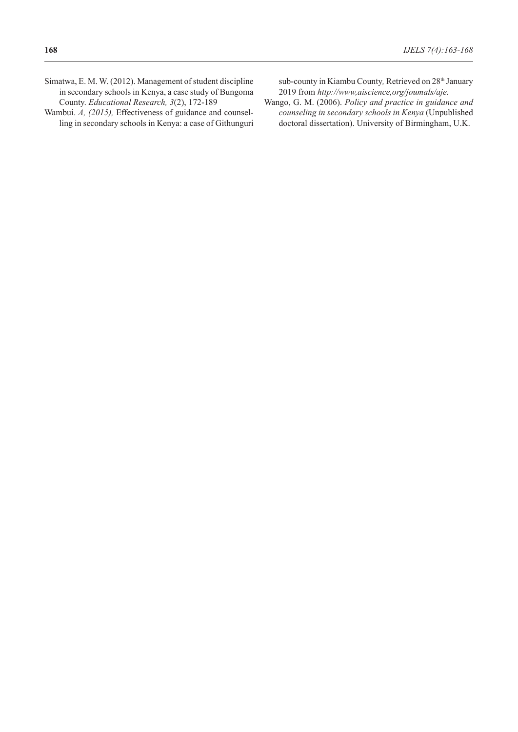Simatwa, E. M. W. (2012). Management of student discipline in secondary schools in Kenya, a case study of Bungoma County. *Educational Research, 3*(2), 172-189

Wambui. *A, (2015),* Effectiveness of guidance and counselling in secondary schools in Kenya: a case of Githunguri sub-county in Kiambu County*,* Retrieved on 28th January 2019 from *http://www,aiscience,org/joumals/aje.*

Wango, G. M. (2006). *Policy and practice in guidance and counseling in secondary schools in Kenya* (Unpublished doctoral dissertation). University of Birmingham, U.K.